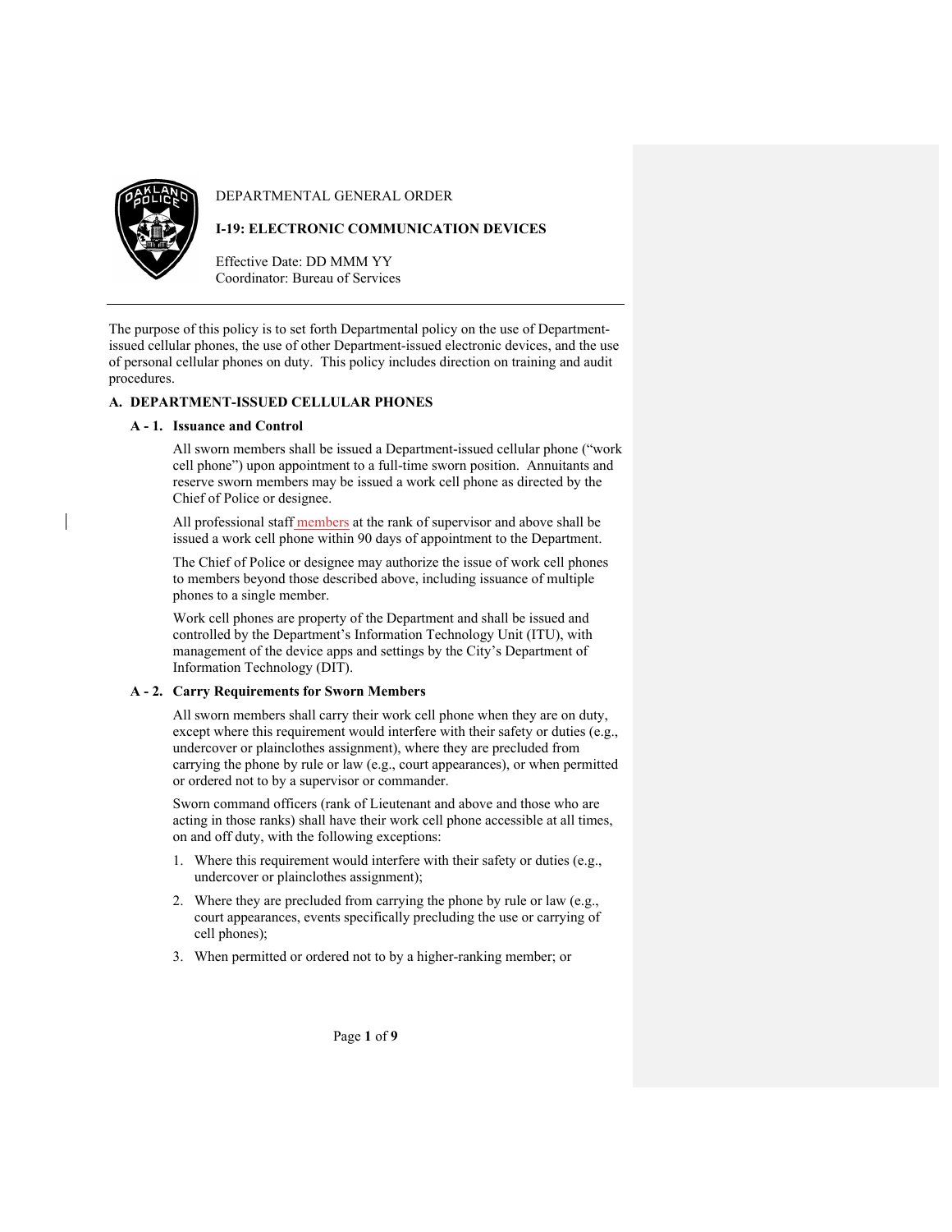DEPARTMENTAL GENERAL ORDER

**I-19: ELECTRONIC COMMUNICATION DEVICES**

Effective Date: DD MMM YY
Coordinator: Bureau of Services

The purpose of this policy is to set forth Departmental policy on the use of Department-issued cellular phones, the use of other Department-issued electronic devices, and the use of personal cellular phones on duty. This policy includes direction on training and audit procedures.

## A. DEPARTMENT-ISSUED CELLULAR PHONES

### A - 1. Issuance and Control

All sworn members shall be issued a Department-issued cellular phone ("work cell phone") upon appointment to a full-time sworn position. Annuitants and reserve sworn members may be issued a work cell phone as directed by the Chief of Police or designee.

All professional staff members at the rank of supervisor and above shall be issued a work cell phone within 90 days of appointment to the Department.

The Chief of Police or designee may authorize the issue of work cell phones to members beyond those described above, including issuance of multiple phones to a single member.

Work cell phones are property of the Department and shall be issued and controlled by the Department's Information Technology Unit (ITU), with management of the device apps and settings by the City's Department of Information Technology (DIT).

### A - 2. Carry Requirements for Sworn Members

All sworn members shall carry their work cell phone when they are on duty, except where this requirement would interfere with their safety or duties (e.g., undercover or plainclothes assignment), where they are precluded from carrying the phone by rule or law (e.g., court appearances), or when permitted or ordered not to by a supervisor or commander.

Sworn command officers (rank of Lieutenant and above and those who are acting in those ranks) shall have their work cell phone accessible at all times, on and off duty, with the following exceptions:

1. Where this requirement would interfere with their safety or duties (e.g., undercover or plainclothes assignment);
2. Where they are precluded from carrying the phone by rule or law (e.g., court appearances, events specifically precluding the use or carrying of cell phones);
3. When permitted or ordered not to by a higher-ranking member; or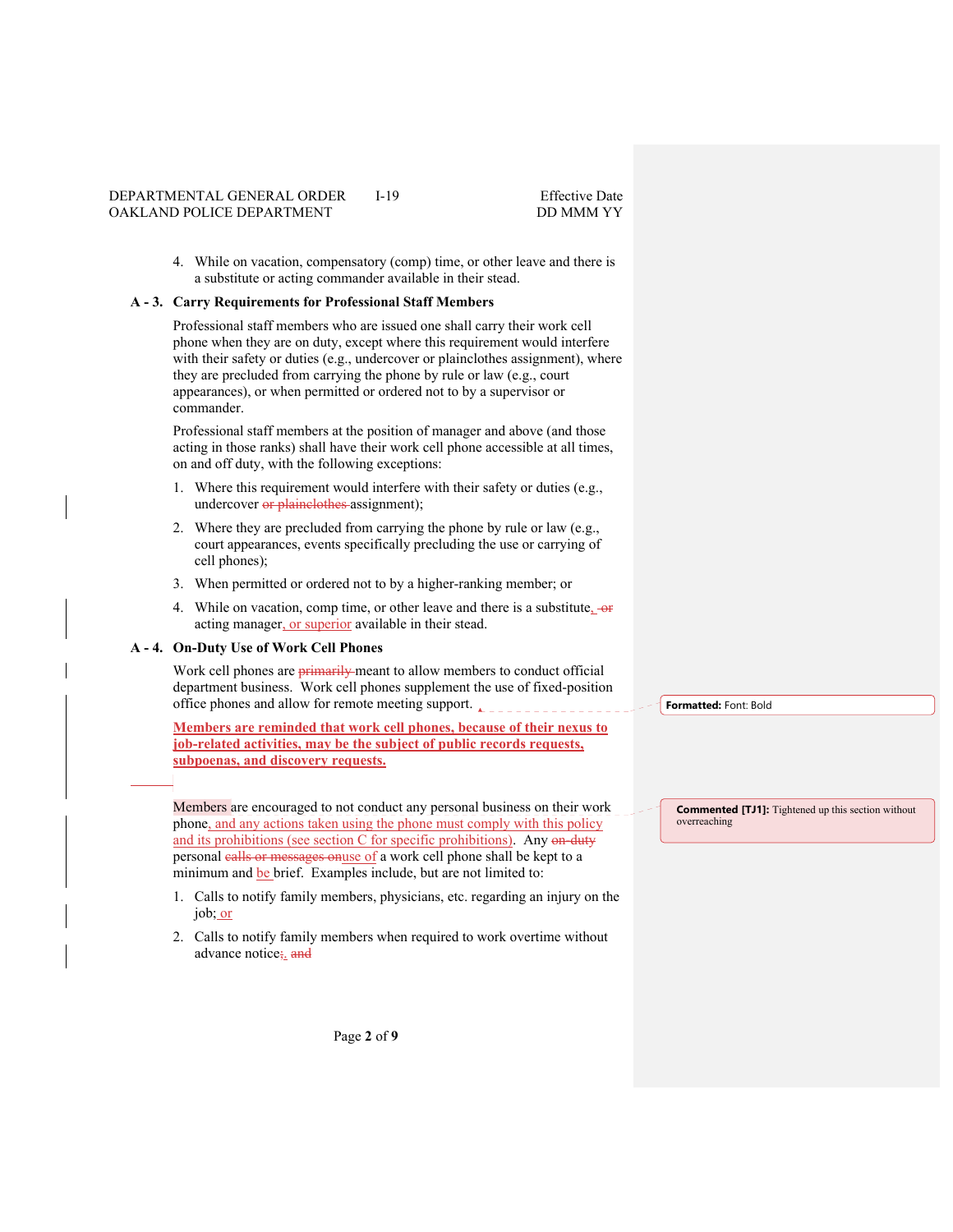4. While on vacation, compensatory (comp) time, or other leave and there is a substitute or acting commander available in their stead.

### A - 3. Carry Requirements for Professional Staff Members

Professional staff members who are issued one shall carry their work cell phone when they are on duty, except where this requirement would interfere with their safety or duties (e.g., undercover or plainclothes assignment), where they are precluded from carrying the phone by rule or law (e.g., court appearances), or when permitted or ordered not to by a supervisor or commander.

Professional staff members at the position of manager and above (and those acting in those ranks) shall have their work cell phone accessible at all times, on and off duty, with the following exceptions:

1. Where this requirement would interfere with their safety or duties (e.g., undercover ~~or plainclothes~~ assignment);
2. Where they are precluded from carrying the phone by rule or law (e.g., court appearances, events specifically precluding the use or carrying of cell phones);
3. When permitted or ordered not to by a higher-ranking member; or
4. While on vacation, comp time, or other leave and there is a substitute, ~~or~~ acting manager, or superior available in their stead.

### A - 4. On-Duty Use of Work Cell Phones

Work cell phones are ~~primarily~~ meant to allow members to conduct official department business. Work cell phones supplement the use of fixed-position office phones and allow for remote meeting support.

**Members are reminded that work cell phones, because of their nexus to job-related activities, may be the subject of public records requests, subpoenas, and discovery requests.**

Members are encouraged to not conduct any personal business on their work phone, and any actions taken using the phone must comply with this policy and its prohibitions (see section C for specific prohibitions). Any ~~on-duty~~ personal ~~calls or messages on~~use of a work cell phone shall be kept to a minimum and be brief. Examples include, but are not limited to:

1. Calls to notify family members, physicians, etc. regarding an injury on the job; or
2. Calls to notify family members when required to work overtime without advance notice~~;~~. ~~and~~

Formatted: Font: Bold

Commented [TJ1]: Tightened up this section without overreaching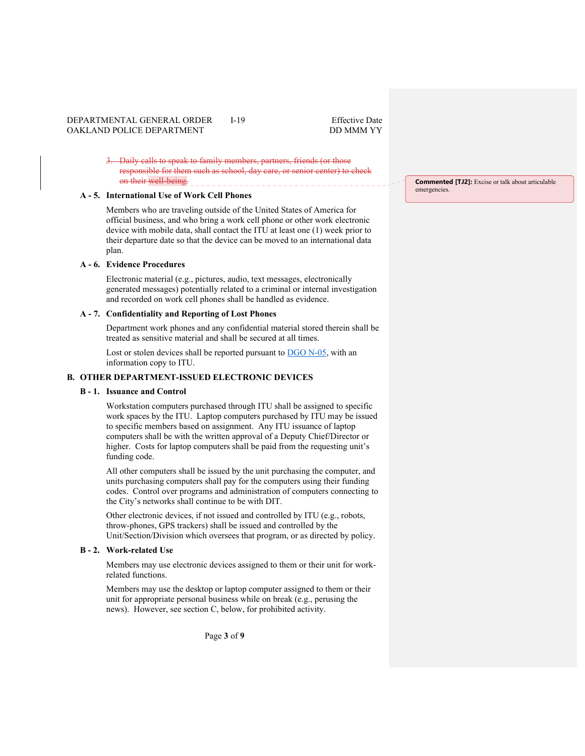~~3. Daily calls to speak to family members, partners, friends (or those responsible for them such as school, day care, or senior center) to check on their well-being.~~

**Commented [TJ2]:** Excise or talk about articulable emergencies.

### A - 5. International Use of Work Cell Phones

Members who are traveling outside of the United States of America for official business, and who bring a work cell phone or other work electronic device with mobile data, shall contact the ITU at least one (1) week prior to their departure date so that the device can be moved to an international data plan.

### A - 6. Evidence Procedures

Electronic material (e.g., pictures, audio, text messages, electronically generated messages) potentially related to a criminal or internal investigation and recorded on work cell phones shall be handled as evidence.

### A - 7. Confidentiality and Reporting of Lost Phones

Department work phones and any confidential material stored therein shall be treated as sensitive material and shall be secured at all times.

Lost or stolen devices shall be reported pursuant to DGO N-05, with an information copy to ITU.

## B. OTHER DEPARTMENT-ISSUED ELECTRONIC DEVICES

### B - 1. Issuance and Control

Workstation computers purchased through ITU shall be assigned to specific work spaces by the ITU. Laptop computers purchased by ITU may be issued to specific members based on assignment. Any ITU issuance of laptop computers shall be with the written approval of a Deputy Chief/Director or higher. Costs for laptop computers shall be paid from the requesting unit's funding code.

All other computers shall be issued by the unit purchasing the computer, and units purchasing computers shall pay for the computers using their funding codes. Control over programs and administration of computers connecting to the City's networks shall continue to be with DIT.

Other electronic devices, if not issued and controlled by ITU (e.g., robots, throw-phones, GPS trackers) shall be issued and controlled by the Unit/Section/Division which oversees that program, or as directed by policy.

### B - 2. Work-related Use

Members may use electronic devices assigned to them or their unit for work-related functions.

Members may use the desktop or laptop computer assigned to them or their unit for appropriate personal business while on break (e.g., perusing the news). However, see section C, below, for prohibited activity.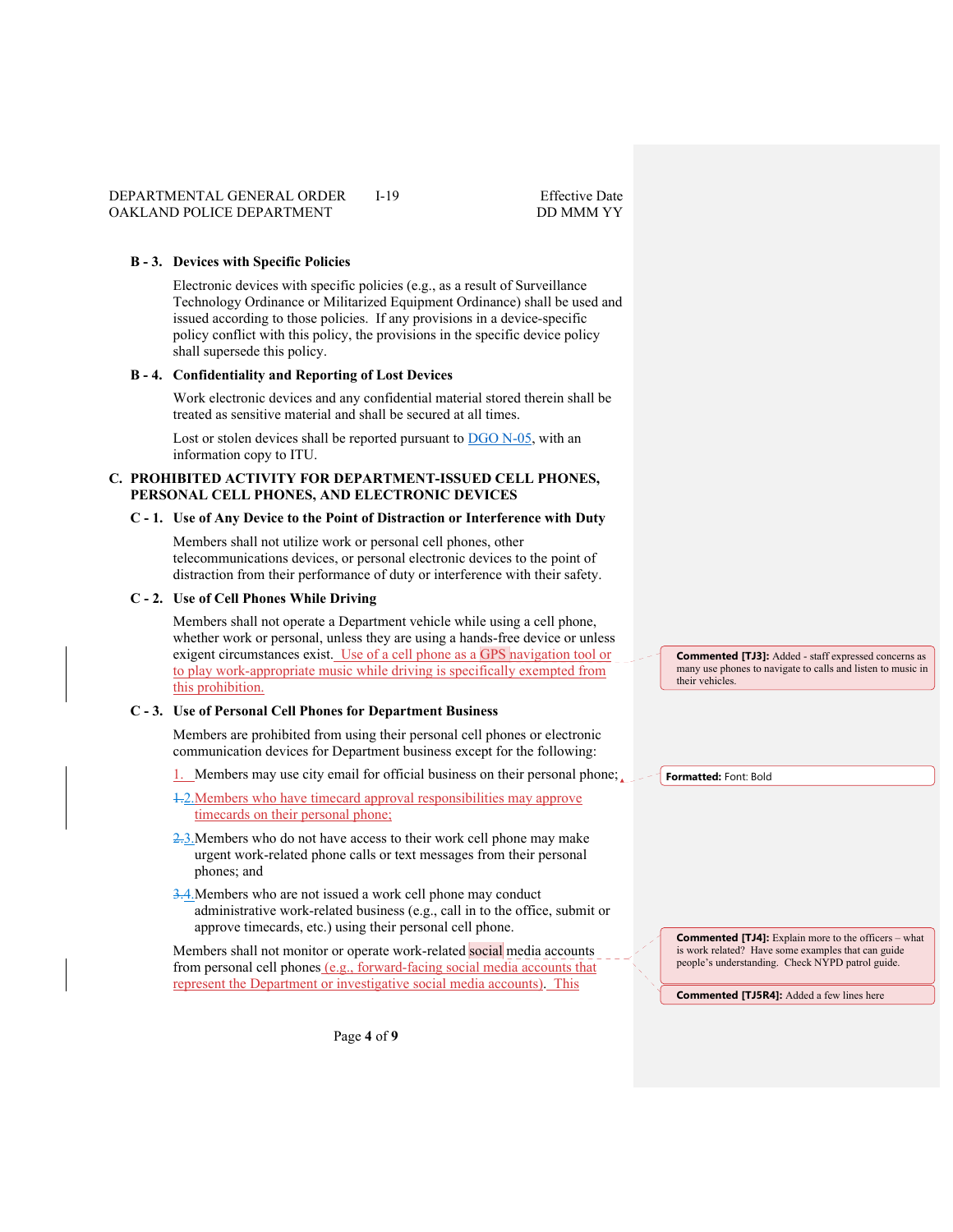**B - 3. Devices with Specific Policies**

Electronic devices with specific policies (e.g., as a result of Surveillance Technology Ordinance or Militarized Equipment Ordinance) shall be used and issued according to those policies. If any provisions in a device-specific policy conflict with this policy, the provisions in the specific device policy shall supersede this policy.

**B - 4. Confidentiality and Reporting of Lost Devices**

Work electronic devices and any confidential material stored therein shall be treated as sensitive material and shall be secured at all times.

Lost or stolen devices shall be reported pursuant to DGO N-05, with an information copy to ITU.

## C. PROHIBITED ACTIVITY FOR DEPARTMENT-ISSUED CELL PHONES, PERSONAL CELL PHONES, AND ELECTRONIC DEVICES

**C - 1. Use of Any Device to the Point of Distraction or Interference with Duty**

Members shall not utilize work or personal cell phones, other telecommunications devices, or personal electronic devices to the point of distraction from their performance of duty or interference with their safety.

**C - 2. Use of Cell Phones While Driving**

Members shall not operate a Department vehicle while using a cell phone, whether work or personal, unless they are using a hands-free device or unless exigent circumstances exist. Use of a cell phone as a GPS navigation tool or to play work-appropriate music while driving is specifically exempted from this prohibition.

> Commented [TJ3]: Added - staff expressed concerns as many use phones to navigate to calls and listen to music in their vehicles.

**C - 3. Use of Personal Cell Phones for Department Business**

Members are prohibited from using their personal cell phones or electronic communication devices for Department business except for the following:

1. Members may use city email for official business on their personal phone;
2. Members who have timecard approval responsibilities may approve timecards on their personal phone;
3. Members who do not have access to their work cell phone may make urgent work-related phone calls or text messages from their personal phones; and
4. Members who are not issued a work cell phone may conduct administrative work-related business (e.g., call in to the office, submit or approve timecards, etc.) using their personal cell phone.

> Formatted: Font: Bold

Members shall not monitor or operate work-related social media accounts from personal cell phones (e.g., forward-facing social media accounts that represent the Department or investigative social media accounts). This

> Commented [TJ4]: Explain more to the officers – what is work related? Have some examples that can guide people's understanding. Check NYPD patrol guide.

> Commented [TJ5R4]: Added a few lines here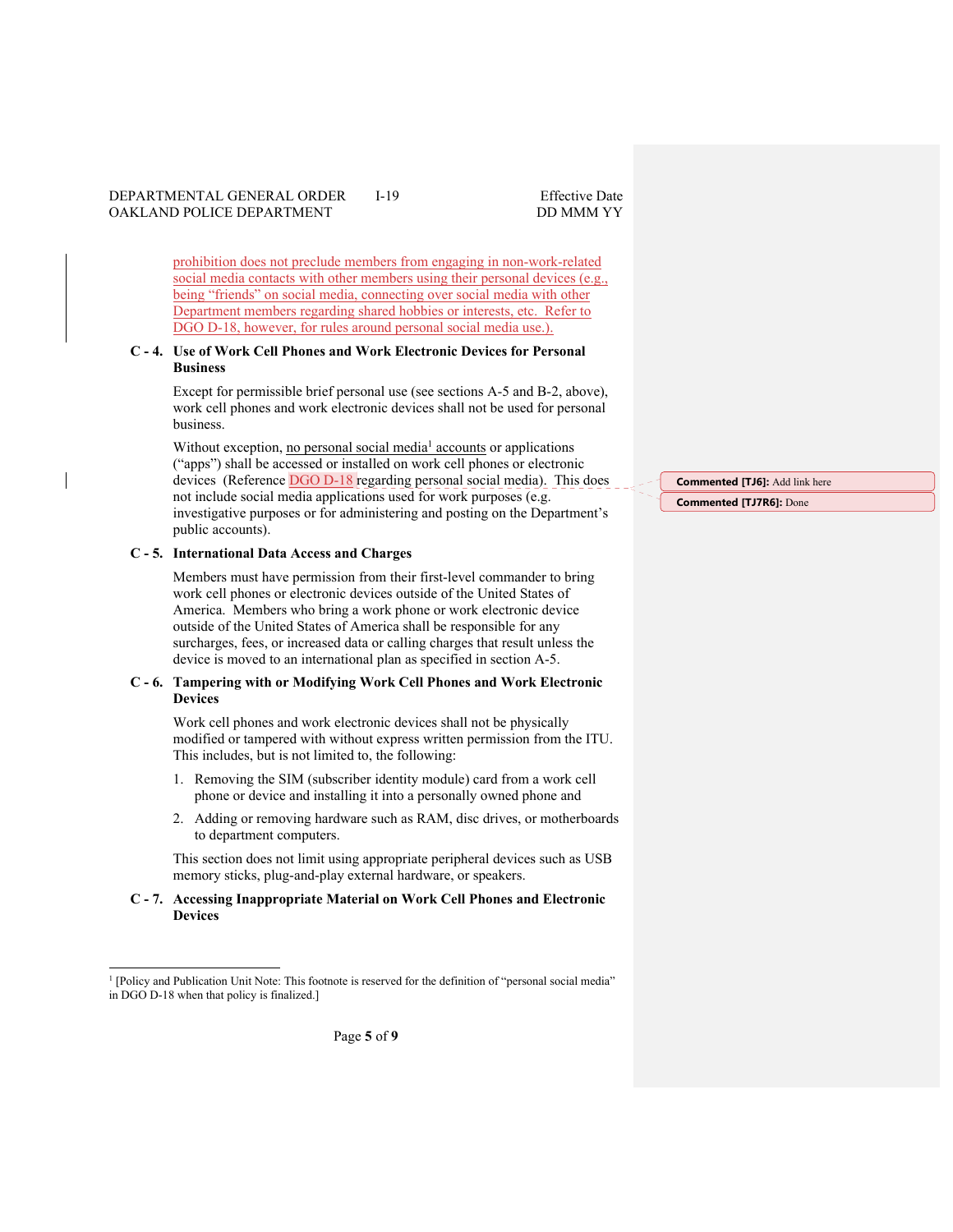prohibition does not preclude members from engaging in non-work-related social media contacts with other members using their personal devices (e.g., being "friends" on social media, connecting over social media with other Department members regarding shared hobbies or interests, etc. Refer to DGO D-18, however, for rules around personal social media use.).

**C - 4. Use of Work Cell Phones and Work Electronic Devices for Personal Business**

Except for permissible brief personal use (see sections A-5 and B-2, above), work cell phones and work electronic devices shall not be used for personal business.

Without exception, no personal social media[1] accounts or applications ("apps") shall be accessed or installed on work cell phones or electronic devices (Reference DGO D-18 regarding personal social media). This does not include social media applications used for work purposes (e.g. investigative purposes or for administering and posting on the Department's public accounts).

**Commented [TJ6]:** Add link here

**Commented [TJ7R6]:** Done

**C - 5. International Data Access and Charges**

Members must have permission from their first-level commander to bring work cell phones or electronic devices outside of the United States of America. Members who bring a work phone or work electronic device outside of the United States of America shall be responsible for any surcharges, fees, or increased data or calling charges that result unless the device is moved to an international plan as specified in section A-5.

**C - 6. Tampering with or Modifying Work Cell Phones and Work Electronic Devices**

Work cell phones and work electronic devices shall not be physically modified or tampered with without express written permission from the ITU. This includes, but is not limited to, the following:

1. Removing the SIM (subscriber identity module) card from a work cell phone or device and installing it into a personally owned phone and
2. Adding or removing hardware such as RAM, disc drives, or motherboards to department computers.

This section does not limit using appropriate peripheral devices such as USB memory sticks, plug-and-play external hardware, or speakers.

**C - 7. Accessing Inappropriate Material on Work Cell Phones and Electronic Devices**

---

[1] [Policy and Publication Unit Note: This footnote is reserved for the definition of "personal social media" in DGO D-18 when that policy is finalized.]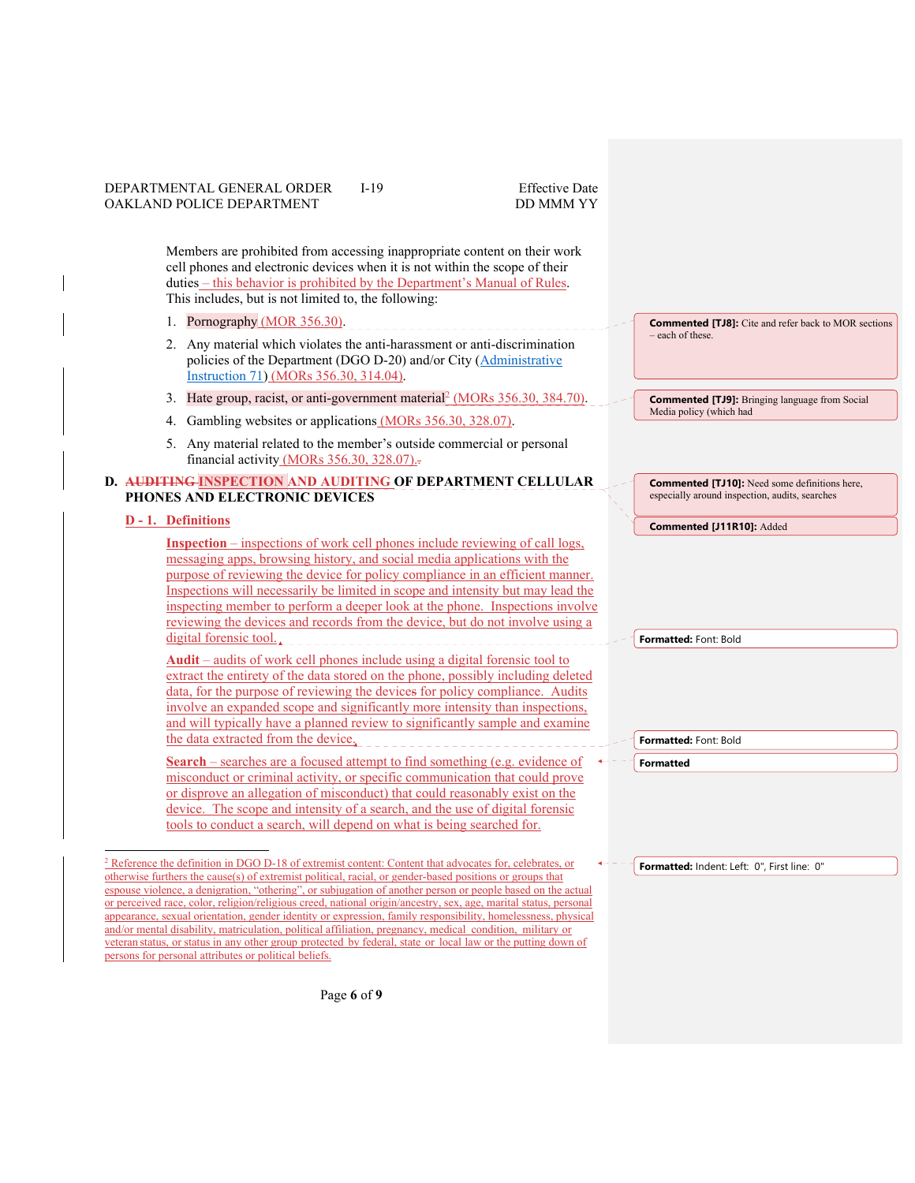Members are prohibited from accessing inappropriate content on their work cell phones and electronic devices when it is not within the scope of their duties – this behavior is prohibited by the Department's Manual of Rules. This includes, but is not limited to, the following:

1. Pornography (MOR 356.30).
2. Any material which violates the anti-harassment or anti-discrimination policies of the Department (DGO D-20) and/or City (Administrative Instruction 71) (MORs 356.30, 314.04).
3. Hate group, racist, or anti-government material[2] (MORs 356.30, 384.70).
4. Gambling websites or applications (MORs 356.30, 328.07).
5. Any material related to the member's outside commercial or personal financial activity (MORs 356.30, 328.07).

## D. ~~AUDITING~~ INSPECTION AND AUDITING OF DEPARTMENT CELLULAR PHONES AND ELECTRONIC DEVICES

### D - 1. Definitions

**Inspection** – inspections of work cell phones include reviewing of call logs, messaging apps, browsing history, and social media applications with the purpose of reviewing the device for policy compliance in an efficient manner. Inspections will necessarily be limited in scope and intensity but may lead the inspecting member to perform a deeper look at the phone. Inspections involve reviewing the devices and records from the device, but do not involve using a digital forensic tool.

**Audit** – audits of work cell phones include using a digital forensic tool to extract the entirety of the data stored on the phone, possibly including deleted data, for the purpose of reviewing the devices for policy compliance. Audits involve an expanded scope and significantly more intensity than inspections, and will typically have a planned review to significantly sample and examine the data extracted from the device.

**Search** – searches are a focused attempt to find something (e.g. evidence of misconduct or criminal activity, or specific communication that could prove or disprove an allegation of misconduct) that could reasonably exist on the device. The scope and intensity of a search, and the use of digital forensic tools to conduct a search, will depend on what is being searched for.

---

[2] Reference the definition in DGO D-18 of extremist content: Content that advocates for, celebrates, or otherwise furthers the cause(s) of extremist political, racial, or gender-based positions or groups that espouse violence, a denigration, "othering", or subjugation of another person or people based on the actual or perceived race, color, religion/religious creed, national origin/ancestry, sex, age, marital status, personal appearance, sexual orientation, gender identity or expression, family responsibility, homelessness, physical and/or mental disability, matriculation, political affiliation, pregnancy, medical condition, military or veteran status, or status in any other group protected by federal, state or local law or the putting down of persons for personal attributes or political beliefs.

---

Commented [TJ8]: Cite and refer back to MOR sections – each of these.

Commented [TJ9]: Bringing language from Social Media policy (which had

Commented [TJ10]: Need some definitions here, especially around inspection, audits, searches

Commented [J11R10]: Added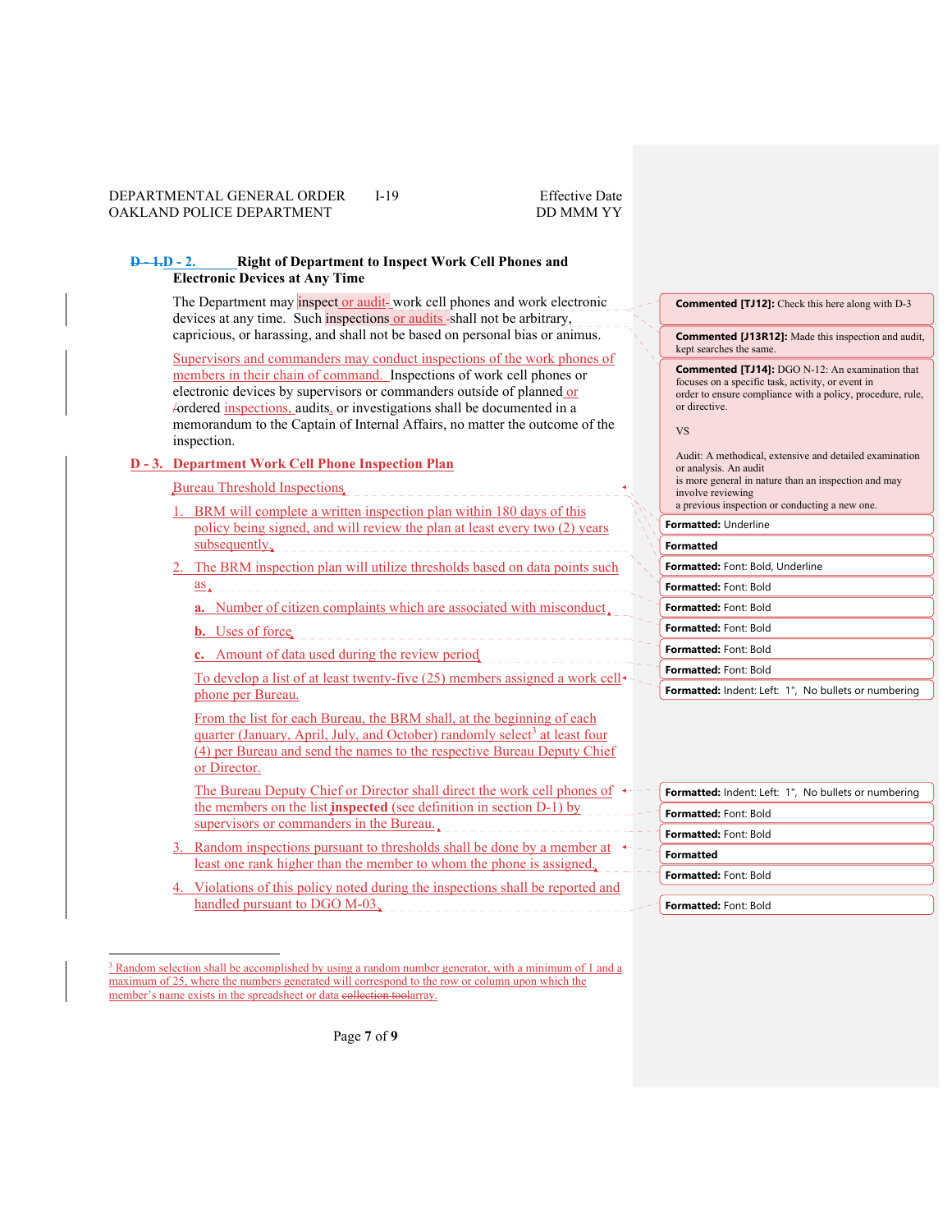## D - 2. Right of Department to Inspect Work Cell Phones and Electronic Devices at Any Time

The Department may inspect or audit work cell phones and work electronic devices at any time. Such inspections or audits shall not be arbitrary, capricious, or harassing, and shall not be based on personal bias or animus.

Supervisors and commanders may conduct inspections of the work phones of members in their chain of command. Inspections of work cell phones or electronic devices by supervisors or commanders outside of planned or ordered inspections, audits, or investigations shall be documented in a memorandum to the Captain of Internal Affairs, no matter the outcome of the inspection.

## D - 3. Department Work Cell Phone Inspection Plan

Bureau Threshold Inspections

1. BRM will complete a written inspection plan within 180 days of this policy being signed, and will review the plan at least every two (2) years subsequently.
2. The BRM inspection plan will utilize thresholds based on data points such as
   a. Number of citizen complaints which are associated with misconduct
   b. Uses of force
   c. Amount of data used during the review period

   To develop a list of at least twenty-five (25) members assigned a work cell phone per Bureau.

   From the list for each Bureau, the BRM shall, at the beginning of each quarter (January, April, July, and October) randomly select[3] at least four (4) per Bureau and send the names to the respective Bureau Deputy Chief or Director.

   The Bureau Deputy Chief or Director shall direct the work cell phones of the members on the list **inspected** (see definition in section D-1) by supervisors or commanders in the Bureau.
3. Random inspections pursuant to thresholds shall be done by a member at least one rank higher than the member to whom the phone is assigned.
4. Violations of this policy noted during the inspections shall be reported and handled pursuant to DGO M-03.

---

[3] Random selection shall be accomplished by using a random number generator, with a minimum of 1 and a maximum of 25, where the numbers generated will correspond to the row or column upon which the member's name exists in the spreadsheet or data array.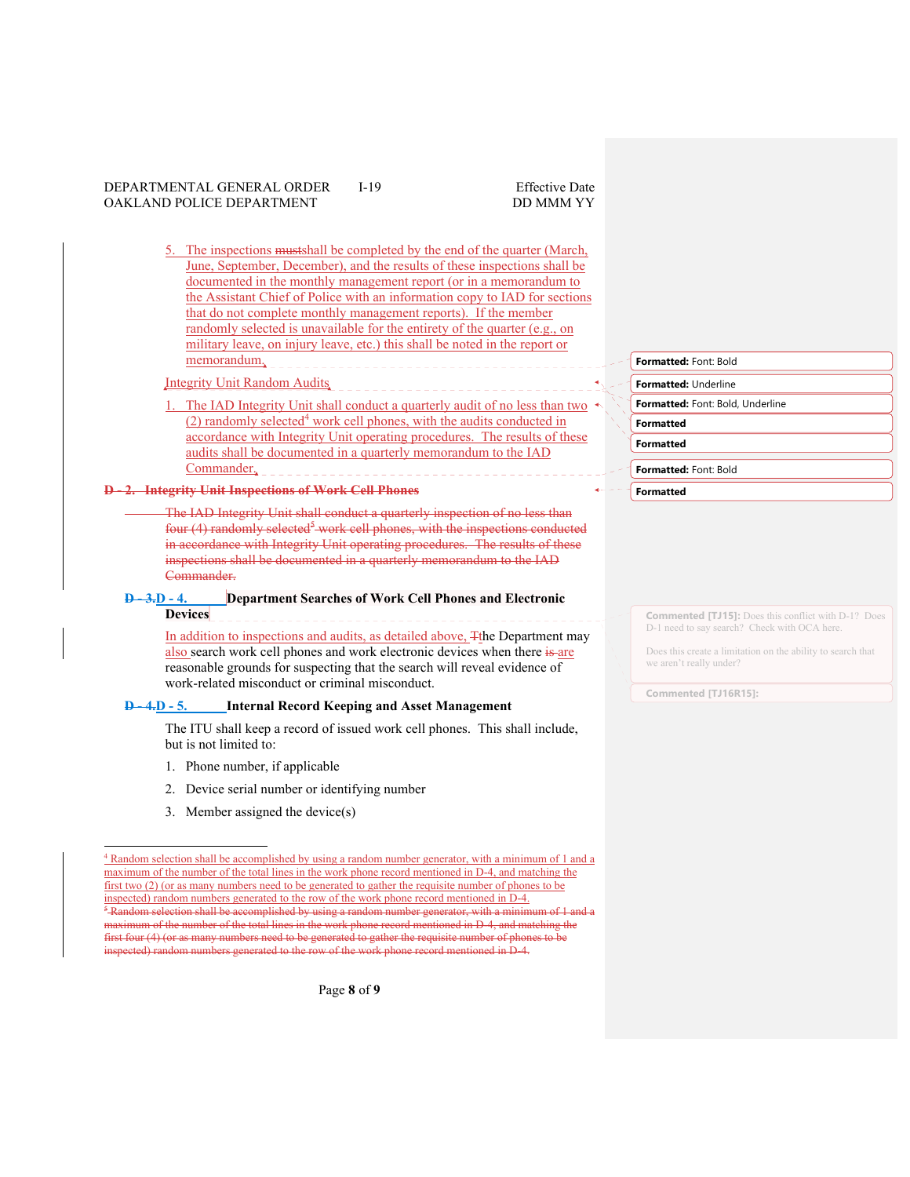5. The inspections mustshall be completed by the end of the quarter (March, June, September, December), and the results of these inspections shall be documented in the monthly management report (or in a memorandum to the Assistant Chief of Police with an information copy to IAD for sections that do not complete monthly management reports). If the member randomly selected is unavailable for the entirety of the quarter (e.g., on military leave, on injury leave, etc.) this shall be noted in the report or memorandum.

Integrity Unit Random Audits

1. The IAD Integrity Unit shall conduct a quarterly audit of no less than two (2) randomly selected[4] work cell phones, with the audits conducted in accordance with Integrity Unit operating procedures. The results of these audits shall be documented in a quarterly memorandum to the IAD Commander.

~~**D - 2. Integrity Unit Inspections of Work Cell Phones**~~

~~The IAD Integrity Unit shall conduct a quarterly inspection of no less than four (4) randomly selected[5] work cell phones, with the inspections conducted in accordance with Integrity Unit operating procedures. The results of these inspections shall be documented in a quarterly memorandum to the IAD Commander.~~

**~~D - 3.~~D - 4. Department Searches of Work Cell Phones and Electronic Devices**

In addition to inspections and audits, as detailed above, ~~T~~the Department may also search work cell phones and work electronic devices when there ~~is~~ are reasonable grounds for suspecting that the search will reveal evidence of work-related misconduct or criminal misconduct.

**~~D - 4.~~D - 5. Internal Record Keeping and Asset Management**

The ITU shall keep a record of issued work cell phones. This shall include, but is not limited to:

1. Phone number, if applicable
2. Device serial number or identifying number
3. Member assigned the device(s)

---

[4] Random selection shall be accomplished by using a random number generator, with a minimum of 1 and a maximum of the number of the total lines in the work phone record mentioned in D-4, and matching the first two (2) (or as many numbers need to be generated to gather the requisite number of phones to be inspected) random numbers generated to the row of the work phone record mentioned in D-4.

~~[5] Random selection shall be accomplished by using a random number generator, with a minimum of 1 and a maximum of the number of the total lines in the work phone record mentioned in D-4, and matching the first four (4) (or as many numbers need to be generated to gather the requisite number of phones to be inspected) random numbers generated to the row of the work phone record mentioned in D-4.~~

Commented [TJ15]: Does this conflict with D-1? Does D-1 need to say search? Check with OCA here.

Does this create a limitation on the ability to search that we aren't really under?

Commented [TJ16R15]: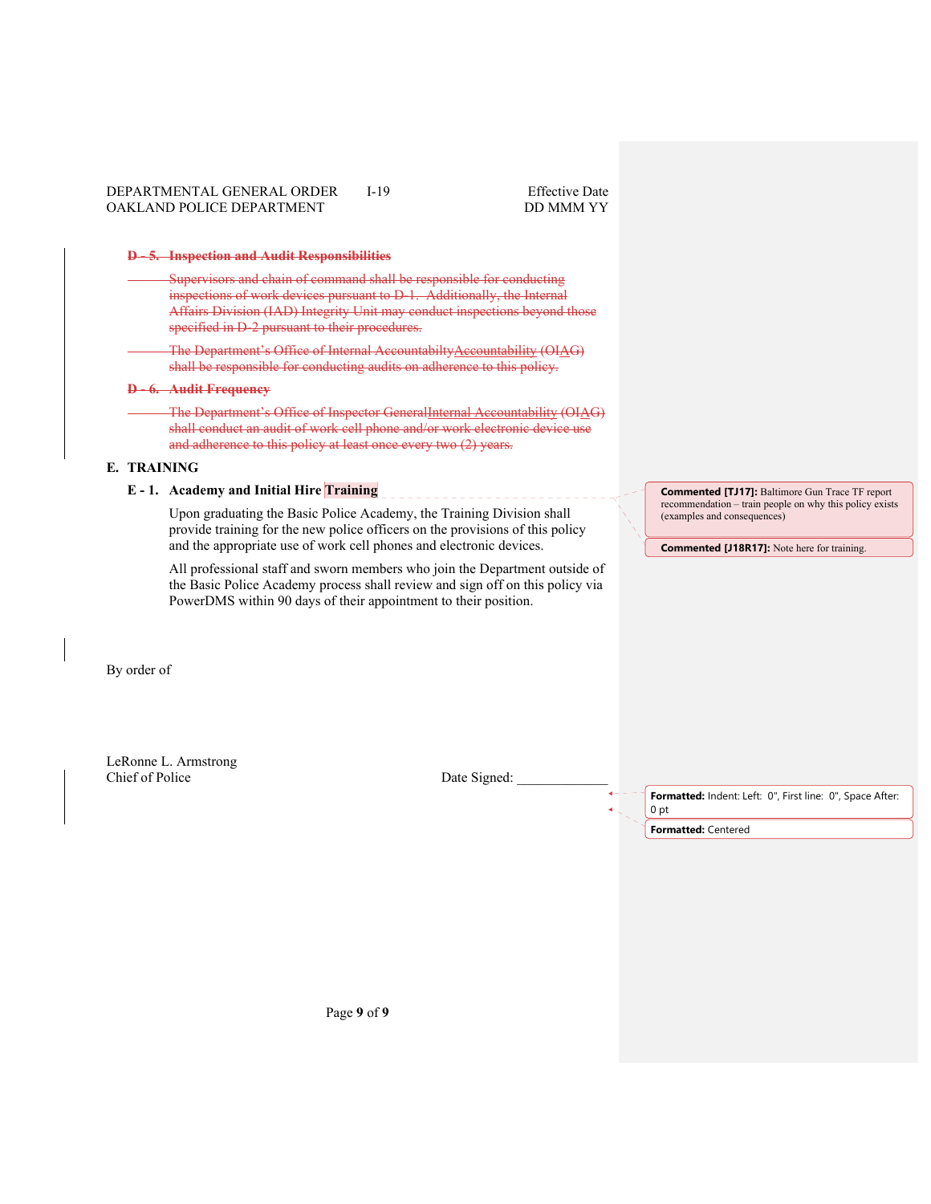~~D - 5. Inspection and Audit Responsibilities~~

~~Supervisors and chain of command shall be responsible for conducting inspections of work devices pursuant to D-1. Additionally, the Internal Affairs Division (IAD) Integrity Unit may conduct inspections beyond those specified in D-2 pursuant to their procedures.~~

~~The Department's Office of Internal AccountabiltyAccountability (OIAG) shall be responsible for conducting audits on adherence to this policy.~~

~~D - 6. Audit Frequency~~

~~The Department's Office of Inspector GeneralInternal Accountability (OIAG) shall conduct an audit of work cell phone and/or work electronic device use and adherence to this policy at least once every two (2) years.~~

## E. TRAINING

### E - 1. Academy and Initial Hire Training

Upon graduating the Basic Police Academy, the Training Division shall provide training for the new police officers on the provisions of this policy and the appropriate use of work cell phones and electronic devices.

All professional staff and sworn members who join the Department outside of the Basic Police Academy process shall review and sign off on this policy via PowerDMS within 90 days of their appointment to their position.

By order of

LeRonne L. Armstrong
Chief of Police

Date Signed: _____________

**Commented [TJ17]:** Baltimore Gun Trace TF report recommendation – train people on why this policy exists (examples and consequences)

**Commented [J18R17]:** Note here for training.

**Formatted:** Indent: Left: 0", First line: 0", Space After: 0 pt

**Formatted:** Centered